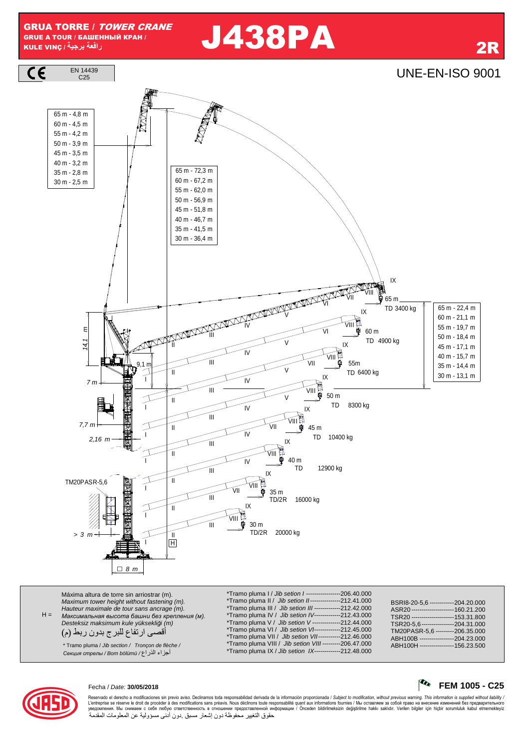# GRUA TORRE / *TOWER CRANE*

GRUE A TOUR / БАШЕННЫЙ КРАН / KULE VINÇ / رافعة برجية

# J438PA

**2R**

CE — EN 14439 C25

UNE-EN-ISO 9001

| Jib | Height |
|---|---|
| 65 m | 4,8 m |
| 60 m | 4,5 m |
| 55 m | 4,2 m |
| 50 m | 3,9 m |
| 45 m | 3,5 m |
| 40 m | 3,2 m |
| 35 m | 2,8 m |
| 30 m | 2,5 m |

| Jib | Height |
|---|---|
| 65 m | 72,3 m |
| 60 m | 67,2 m |
| 55 m | 62,0 m |
| 50 m | 56,9 m |
| 45 m | 51,8 m |
| 40 m | 46,7 m |
| 35 m | 41,5 m |
| 30 m | 36,4 m |

| Jib | Height |
|---|---|
| 65 m | 22,4 m |
| 60 m | 21,1 m |
| 55 m | 19,7 m |
| 50 m | 18,4 m |
| 45 m | 17,1 m |
| 40 m | 15,7 m |
| 35 m | 14,4 m |
| 30 m | 13,1 m |

| Jib | Configuration | Load |
|---|---|---|
| 65 m | TD | 3400 kg |
| 60 m | TD | 4900 kg |
| 55 m | TD | 6400 kg |
| 50 m | TD | 8300 kg |
| 45 m | TD | 10400 kg |
| 40 m | TD | 12900 kg |
| 35 m | TD/2R | 16000 kg |
| 30 m | TD/2R | 20000 kg |

14,1 m — 9,1 m — 7 m — 7,7 m — 2,16 m — TM20PASR-5,6 — > 3 m — □ 8 m — H

H = Máxima altura de torre sin arriostrar (m).
*Maximum tower height without fastening (m).*
*Hauteur maximale de tour sans ancrage (m).*
*Максимальная высота башни без крепления (м).*
*Desteksiz maksimum kule yüksekliği (m)*
أقصى ارتفاع للبرج بدون ربط (م)

\* Tramo pluma / *Jib section / Tronçon de flèche / Секция стрелы / Bom bölümü* / أجزاء الذراع

| Jib section | Code |
|---|---|
| *Tramo pluma I / *Jib setion I* | 206.40.000 |
| *Tramo pluma II / *Jib setion II* | 212.41.000 |
| *Tramo pluma III / *Jib setion III* | 212.42.000 |
| *Tramo pluma IV / *Jib setion IV* | 212.43.000 |
| *Tramo pluma V / *Jib setion V* | 212.44.000 |
| *Tramo pluma VI / *Jib setion VI* | 212.45.000 |
| *Tramo pluma VII / *Jib setion VII* | 212.46.000 |
| *Tramo pluma VIII / *Jib setion VIII* | 206.47.000 |
| *Tramo pluma IX / *Jib setion IX* | 212.48.000 |

| Item | Code |
|---|---|
| BSRI8-20-5,6 | 204.20.000 |
| ASR20 | 160.21.200 |
| TSR20 | 153.31.800 |
| TSR20-5,6 | 204.31.000 |
| TM20PASR-5,6 | 206.35.000 |
| ABH100B | 204.23.000 |
| ABH100H | 156.23.500 |

Fecha / *Date:* **30/05/2018**

**FEM 1005 - C25**

Reservado el derecho a modificaciones sin previo aviso. Declinamos toda responsabilidad derivada de la información proporcionada / *Subject to modification, without previous warning. This information is supplied without liability* / L'entreprise se réserve le droit de procéder à des modifications sans préavis. Nous déclinons toute responsabilité quant aux informations fournies / Мы оставляем за собой право на внесение изменений без предварительного уведомления. Мы снимаем с себя любую ответственность в отношении предоставленной информации / Önceden bildirilmeksizin değiştirilme hakkı saklıdır. Verilen bilgiler için hiçbir sorumluluk kabul etmemekteyiz

حقوق التغيير محفوظة دون إشعار مسبق .دون أدنى مسؤولية عن المعلومات المقدمة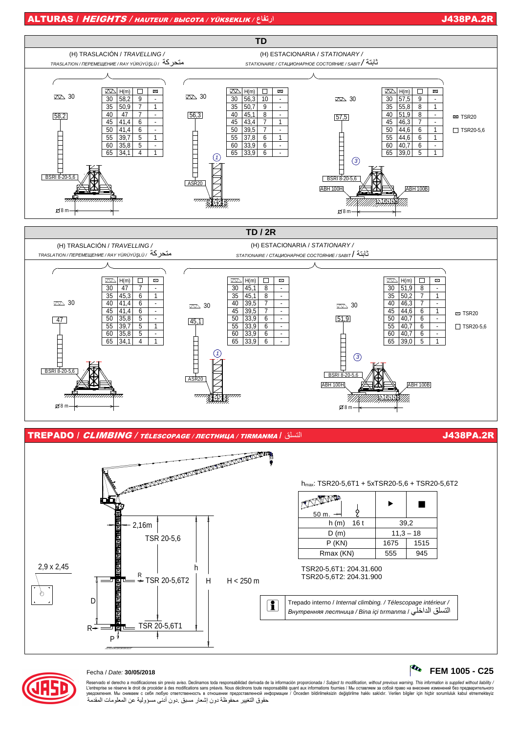# ALTURAS / *HEIGHTS* / *HAUTEUR / ВЫСОТА / YÜKSEKLIK* / ارتفاع

## TD

### (H) TRASLACIÓN / *TRAVELLING / TRASLATION / ПЕРЕМЕЩЕНИЕ / RAY YÜRÜYÜŞLÜ* / متحركة

30 — 58,2 — BSRI 8-20-5,6 — Ø 8 m

| ⊿ | H(m) | □ | ⊠ |
|---|---|---|---|
| 30 | 58,2 | 9 | - |
| 35 | 50,9 | 7 | 1 |
| 40 | 47 | 7 | - |
| 45 | 41,4 | 6 | - |
| 50 | 41,4 | 6 | - |
| 55 | 39,7 | 5 | 1 |
| 60 | 35,8 | 5 | - |
| 65 | 34,1 | 4 | 1 |

### (H) ESTACIONARIA / *STATIONARY / STATIONAIRE / СТАЦИОНАРНОЕ СОСТОЯНИЕ / SABIT* / ثابتة

① 30 — 56,3 — ASR20

| ⊿ | H(m) | □ | ⊠ |
|---|---|---|---|
| 30 | 56,3 | 10 | - |
| 35 | 50,7 | 9 | - |
| 40 | 45,1 | 8 | - |
| 45 | 43,4 | 7 | 1 |
| 50 | 39,5 | 7 | - |
| 55 | 37,8 | 6 | 1 |
| 60 | 33,9 | 6 | - |
| 65 | 33,9 | 6 | - |

③ 30 — 57,5 — BSRI 8-20-5,6 — ABH 100H — ABH 100B — Ø 8 m

| ⊿ | H(m) | □ | ⊠ |
|---|---|---|---|
| 30 | 57,5 | 9 | - |
| 35 | 55,8 | 8 | 1 |
| 40 | 51,9 | 8 | - |
| 45 | 46,3 | 7 | - |
| 50 | 44,6 | 6 | 1 |
| 55 | 44,6 | 6 | 1 |
| 60 | 40,7 | 6 | - |
| 65 | 39,0 | 5 | 1 |

⊠ TSR20
□ TSR20-5,6

## TD / 2R

### (H) TRASLACIÓN / *TRAVELLING / TRASLATION / ПЕРЕМЕЩЕНИЕ / RAY YÜRÜYÜŞLÜ* / متحركة

30 — 47 — BSRI 8-20-5,6 — Ø 8 m

| ⊿ | H(m) | □ | ⊠ |
|---|---|---|---|
| 30 | 47 | 7 | - |
| 35 | 45,3 | 6 | 1 |
| 40 | 41,4 | 6 | - |
| 45 | 41,4 | 6 | - |
| 50 | 35,8 | 5 | - |
| 55 | 39,7 | 5 | 1 |
| 60 | 35,8 | 5 | - |
| 65 | 34,1 | 4 | 1 |

### (H) ESTACIONARIA / *STATIONARY / STATIONAIRE / СТАЦИОНАРНОЕ СОСТОЯНИЕ / SABIT* / ثابتة

① 30 — 45,1 — ASR20

| ⊿ | H(m) | □ | ⊠ |
|---|---|---|---|
| 30 | 45,1 | 8 | - |
| 35 | 45,1 | 8 | - |
| 40 | 39,5 | 7 | - |
| 45 | 39,5 | 7 | - |
| 50 | 33,9 | 6 | - |
| 55 | 33,9 | 6 | - |
| 60 | 33,9 | 6 | - |
| 65 | 33,9 | 6 | - |

③ 30 — 51,9 — BSRI 8-20-5,6 — ABH 100H — ABH 100B — Ø 8 m

| ⊿ | H(m) | □ | ⊠ |
|---|---|---|---|
| 30 | 51,9 | 8 | - |
| 35 | 50,2 | 7 | 1 |
| 40 | 46,3 | 7 | - |
| 45 | 44,6 | 6 | 1 |
| 50 | 40,7 | 6 | - |
| 55 | 40,7 | 6 | - |
| 60 | 40,7 | 6 | - |
| 65 | 39,0 | 5 | 1 |

⊠ TSR20
□ TSR20-5,6

# TREPADO / *CLIMBING / TÉLESCOPAGE / ЛЕСТНИЦА / TIRMANMA* / التسلق

2,16m — TSR 20-5,6 — R — TSR 20-5,6T2 — TSR 20-5,6T1 — h — H — H < 250 m — 2,9 x 2,45 — D — R — P

$h_{max}$: TSR20-5,6T1 + 5xTSR20-5,6 + TSR20-5,6T2

| 50 m. | ▶ | ■ |
|---|---|---|
| h (m) 16 t | 39,2 | |
| D (m) | 11,3 – 18 | |
| P (KN) | 1675 | 1515 |
| Rmax (KN) | 555 | 945 |

TSR20-5,6T1: 204.31.600
TSR20-5,6T2: 204.31.900

Trepado interno / *Internal climbing. / Télescopage intérieur / Внутренняя лестница / Bina içi tırmanma* / التسلق الداخلي

Fecha / *Date:* **30/05/2018**

**FEM 1005 - C25**

Reservado el derecho a modificaciones sin previo aviso. Declinamos toda responsabilidad derivada de la información proporcionada / *Subject to modification, without previous warning. This information is supplied without liability* / L'entreprise se réserve le droit de procéder à des modifications sans préavis. Nous déclinons toute responsabilité quant aux informations fournies / Мы оставляем за собой право на внесение изменений без предварительного уведомления. Мы снимаем с себя любую ответственность в отношении предоставленной информации / Önceden bildirilmeksizin değiştirilme hakkı saklıdır. Verilen bilgiler için hiçbir sorumluluk kabul etmemekteyiz
حقوق التغيير محفوظة دون إشعار مسبق .دون أدنى مسؤولية عن المعلومات المقدمة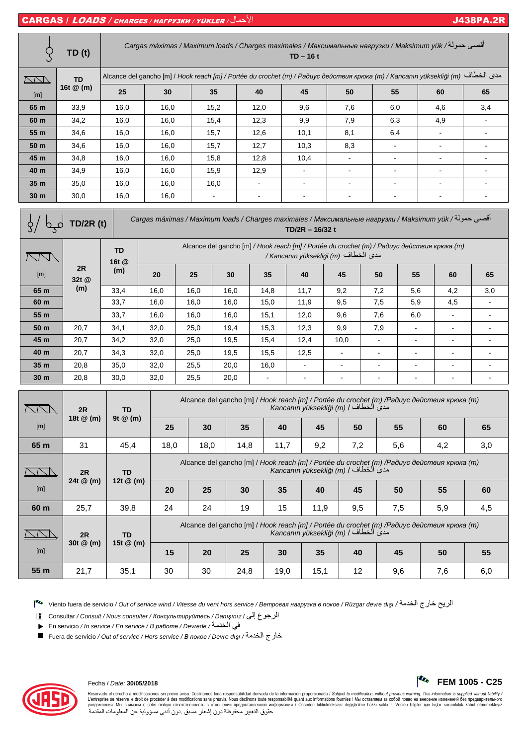# CARGAS / *LOADS* / *CHARGES / НАГРУЗКИ / YÜKLER* / الأحمال

**J438PA.2R**

| TD (t) | | Cargas máximas / *Maximum loads / Charges maximales / Максимальные нагрузки / Maksimum yük* / أقصى حمولة **TD – 16 t** | | | | | | | | |
|---|---|---|---|---|---|---|---|---|---|---|
| [m] | **TD 16t @ (m)** | Alcance del gancho [m] / *Hook reach [m] / Portée du crochet (m) / Радиус действия крюка (m) / Kancanın yüksekliği (m)* مدى الخطاف | | | | | | | | |
| | | **25** | **30** | **35** | **40** | **45** | **50** | **55** | **60** | **65** |
| **65 m** | 33,9 | 16,0 | 16,0 | 15,2 | 12,0 | 9,6 | 7,6 | 6,0 | 4,6 | 3,4 |
| **60 m** | 34,2 | 16,0 | 16,0 | 15,4 | 12,3 | 9,9 | 7,9 | 6,3 | 4,9 | - |
| **55 m** | 34,6 | 16,0 | 16,0 | 15,7 | 12,6 | 10,1 | 8,1 | 6,4 | - | - |
| **50 m** | 34,6 | 16,0 | 16,0 | 15,7 | 12,7 | 10,3 | 8,3 | - | - | - |
| **45 m** | 34,8 | 16,0 | 16,0 | 15,8 | 12,8 | 10,4 | - | - | - | - |
| **40 m** | 34,9 | 16,0 | 16,0 | 15,9 | 12,9 | - | - | - | - | - |
| **35 m** | 35,0 | 16,0 | 16,0 | 16,0 | - | - | - | - | - | - |
| **30 m** | 30,0 | 16,0 | 16,0 | - | - | - | - | - | - | - |

| TD/2R (t) | | | Cargas máximas / *Maximum loads / Charges maximales / Максимальные нагрузки / Maksimum yük* / أقصى حمولة **TD/2R – 16/32 t** | | | | | | | | | |
|---|---|---|---|---|---|---|---|---|---|---|---|---|
| [m] | **2R 32t @ (m)** | **TD 16t @ (m)** | Alcance del gancho [m] / *Hook reach [m] / Portée du crochet (m) / Радиус действия крюка (m) / Kancanın yüksekliği (m)* مدى الخطاف | | | | | | | | | |
| | | | **20** | **25** | **30** | **35** | **40** | **45** | **50** | **55** | **60** | **65** |
| **65 m** | | 33,4 | 16,0 | 16,0 | 16,0 | 14,8 | 11,7 | 9,2 | 7,2 | 5,6 | 4,2 | 3,0 |
| **60 m** | | 33,7 | 16,0 | 16,0 | 16,0 | 15,0 | 11,9 | 9,5 | 7,5 | 5,9 | 4,5 | - |
| **55 m** | | 33,7 | 16,0 | 16,0 | 16,0 | 15,1 | 12,0 | 9,6 | 7,6 | 6,0 | - | - |
| **50 m** | 20,7 | 34,1 | 32,0 | 25,0 | 19,4 | 15,3 | 12,3 | 9,9 | 7,9 | - | - | - |
| **45 m** | 20,7 | 34,2 | 32,0 | 25,0 | 19,5 | 15,4 | 12,4 | 10,0 | - | - | - | - |
| **40 m** | 20,7 | 34,3 | 32,0 | 25,0 | 19,5 | 15,5 | 12,5 | - | - | - | - | - |
| **35 m** | 20,8 | 35,0 | 32,0 | 25,5 | 20,0 | 16,0 | - | - | - | - | - | - |
| **30 m** | 20,8 | 30,0 | 32,0 | 25,5 | 20,0 | - | - | - | - | - | - | - |

| [m] | **2R 18t @ (m)** | **TD 9t @ (m)** | Alcance del gancho [m] / *Hook reach [m] / Portée du crochet (m) /Радиус действия крюка (m) Kancanın yüksekliği (m)* / مدى الخطاف | | | | | | | | |
|---|---|---|---|---|---|---|---|---|---|---|---|
| | | | **25** | **30** | **35** | **40** | **45** | **50** | **55** | **60** | **65** |
| **65 m** | 31 | 45,4 | 18,0 | 18,0 | 14,8 | 11,7 | 9,2 | 7,2 | 5,6 | 4,2 | 3,0 |

| [m] | **2R 24t @ (m)** | **TD 12t @ (m)** | Alcance del gancho [m] / *Hook reach [m] / Portée du crochet (m) /Радиус действия крюка (m) Kancanın yüksekliği (m)* / مدى الخطاف | | | | | | | | |
|---|---|---|---|---|---|---|---|---|---|---|---|
| | | | **20** | **25** | **30** | **35** | **40** | **45** | **50** | **55** | **60** |
| **60 m** | 25,7 | 39,8 | 24 | 24 | 19 | 15 | 11,9 | 9,5 | 7,5 | 5,9 | 4,5 |

| [m] | **2R 30t @ (m)** | **TD 15t @ (m)** | Alcance del gancho [m] / *Hook reach [m] / Portée du crochet (m) /Радиус действия крюка (m) Kancanın yüksekliği (m)* / مدى الخطاف | | | | | | | | |
|---|---|---|---|---|---|---|---|---|---|---|---|
| | | | **15** | **20** | **25** | **30** | **35** | **40** | **45** | **50** | **55** |
| **55 m** | 21,7 | 35,1 | 30 | 30 | 24,8 | 19,0 | 15,1 | 12 | 9,6 | 7,6 | 6,0 |

- Viento fuera de servicio / *Out of service wind / Vitesse du vent hors service / Ветровая нагрузка в покое / Rüzgar devre dışı* / الريح خارج الخدمة
- Consultar / *Consult / Nous consulter / Консультируйтесь / Danışınız* / الرجوع إلى
- ▶ En servicio / *In service / En service / В работе / Devrede* / في الخدمة
- ■ Fuera de servicio / *Out of service / Hors service / В покое / Devre dışı* / خارج الخدمة

Fecha / *Date:* **30/05/2018**

**FEM 1005 - C25**

Reservado el derecho a modificaciones sin previo aviso. Declinamos toda responsabilidad derivada de la información proporcionada / *Subject to modification, without previous warning. This information is supplied without liability /* L'entreprise se réserve le droit de procéder à des modifications sans préavis. Nous déclinons toute responsabilité quant aux informations fournies / Мы оставляем за собой право на внесение изменений без предварительного уведомления. Мы снимаем с себя любую ответственность в отношении предоставленной информации / Önceden bildirilmeksizin değiştirilme hakkı saklıdır. Verilen bilgiler için hiçbir sorumluluk kabul etmemekteyiz
حقوق التغيير محفوظة دون إشعار مسبق .دون أدنى مسؤولية عن المعلومات المقدمة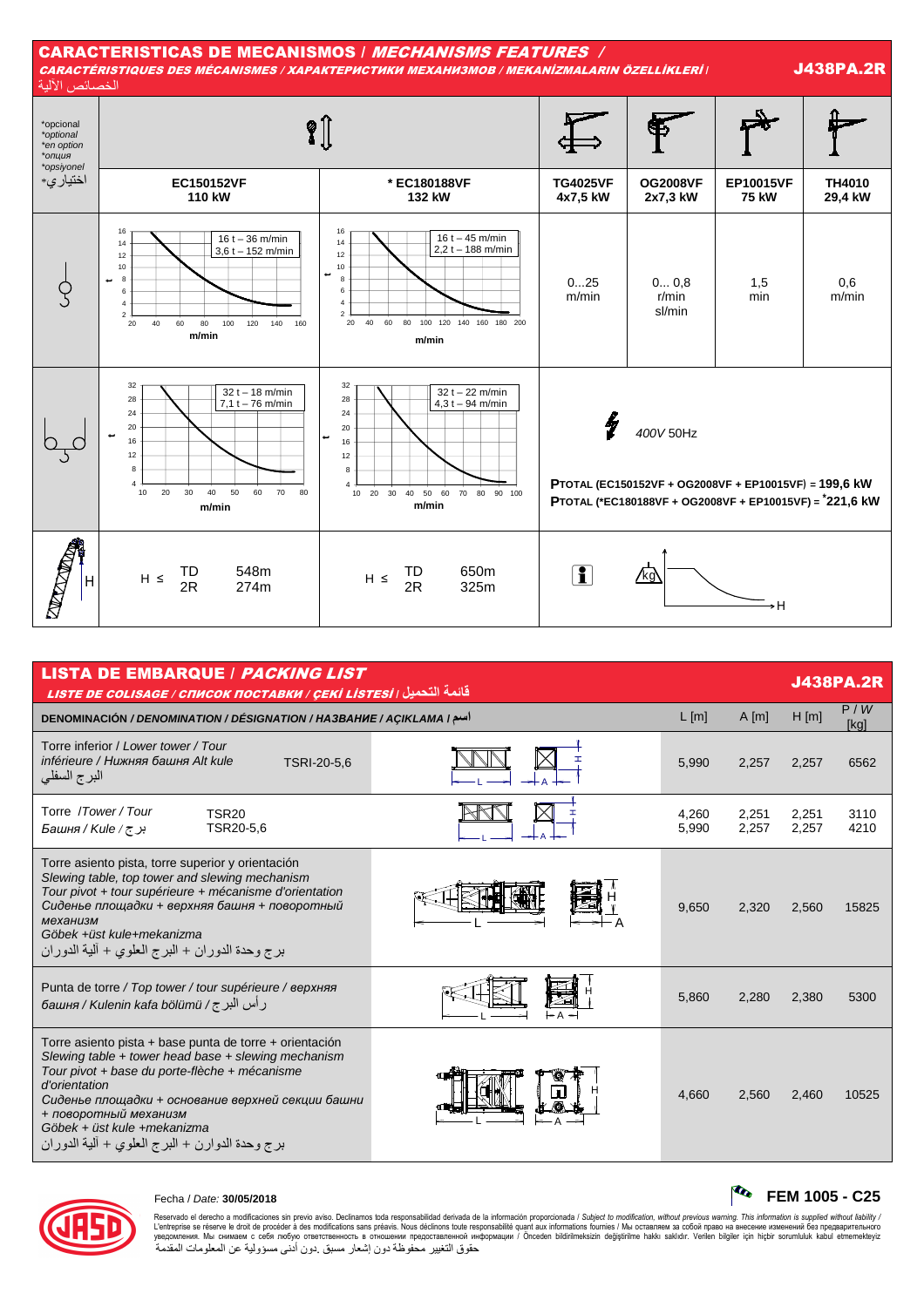## CARACTERISTICAS DE MECANISMOS / *MECHANISMS FEATURES* /

***CARACTÉRISTIQUES DES MÉCANISMES / ХАРАКТЕРИСТИКИ МЕХАНИЗМОВ / MEKANİZMALARIN ÖZELLİKLERİ /*** الخصائص الآلية

**J438PA.2R**

| *opcional *optional *en option *опция *opsiyonel اختياري* | EC150152VF 110 kW | * EC180188VF 132 kW | TG4025VF 4x7,5 kW | OG2008VF 2x7,3 kW | EP10015VF 75 kW | TH4010 29,4 kW |
|---|---|---|---|---|---|---|
| | 16 t – 36 m/min; 3,6 t – 152 m/min | 16 t – 45 m/min; 2,2 t – 188 m/min | 0...25 m/min | 0... 0,8 r/min sl/min | 1,5 min | 0,6 m/min |
| | 32 t – 18 m/min; 7,1 t – 76 m/min | 32 t – 22 m/min; 4,3 t – 94 m/min | 400V 50Hz | | | |
| H | H ≤ TD 548m; 2R 274m | H ≤ TD 650m; 2R 325m | | | | |

400V 50Hz

**P<sub></sub>TOTAL (EC150152VF + OG2008VF + EP10015VF) = 199,6 kW**

**PTOTAL (*EC180188VF + OG2008VF + EP10015VF) = *221,6 kW**

## LISTA DE EMBARQUE / *PACKING LIST*

***LISTE DE COLISAGE / СПИСОК ПОСТАВКИ / ÇEKİ LİSTESİ /*** قائمة التحميل

**J438PA.2R**

| DENOMINACIÓN / *DENOMINATION / DÉSIGNATION / НАЗВАНИЕ / AÇIKLAMA /* اسم | | L [m] | A [m] | H [m] | P / *W* [kg] |
|---|---|---|---|---|---|
| Torre inferior / *Lower tower / Tour inférieure / Нижняя башня Alt kule* البرج السفلي | TSRI-20-5,6 | 5,990 | 2,257 | 2,257 | 6562 |
| Torre /*Tower / Tour Башня / Kule* / برج | TSR20 | 4,260 | 2,251 | 2,251 | 3110 |
| | TSR20-5,6 | 5,990 | 2,257 | 2,257 | 4210 |
| Torre asiento pista, torre superior y orientación *Slewing table, top tower and slewing mechanism Tour pivot + tour supérieure + mécanisme d'orientation Сиденье площадки + верхняя башня + поворотный механизм Göbek +üst kule+mekanizma* برج وحدة الدوران + البرج العلوي + آلية الدوران | | 9,650 | 2,320 | 2,560 | 15825 |
| Punta de torre / *Top tower / tour supérieure / верхняя башня / Kulenin kafa bölümü* / رأس البرج | | 5,860 | 2,280 | 2,380 | 5300 |
| Torre asiento pista + base punta de torre + orientación *Slewing table + tower head base + slewing mechanism Tour pivot + base du porte-flèche + mécanisme d'orientation Сиденье площадки + основание верхней секции башни + поворотный механизм Göbek + üst kule +mekanizma* برج وحدة الدوران + البرج العلوي + آلية الدوران | | 4,660 | 2,560 | 2,460 | 10525 |

Fecha / *Date:* **30/05/2018**

**FEM 1005 - C25**

Reservado el derecho a modificaciones sin previo aviso. Declinamos toda responsabilidad derivada de la información proporcionada / *Subject to modification, without previous warning. This information is supplied without liability /* L'entreprise se réserve le droit de procéder à des modifications sans préavis. Nous déclinons toute responsabilité quant aux informations fournies / Мы оставляем за собой право на внесение изменений без предварительного уведомления. Мы снимаем с себя любую ответственность в отношении предоставленной информации / Önceden bildirilmeksizin değiştirilme hakkı saklıdır. Verilen bilgiler için hiçbir sorumluluk kabul etmemekteyiz
حقوق التغيير محفوظة دون إشعار مسبق .دون أدنى مسؤولية عن المعلومات المقدمة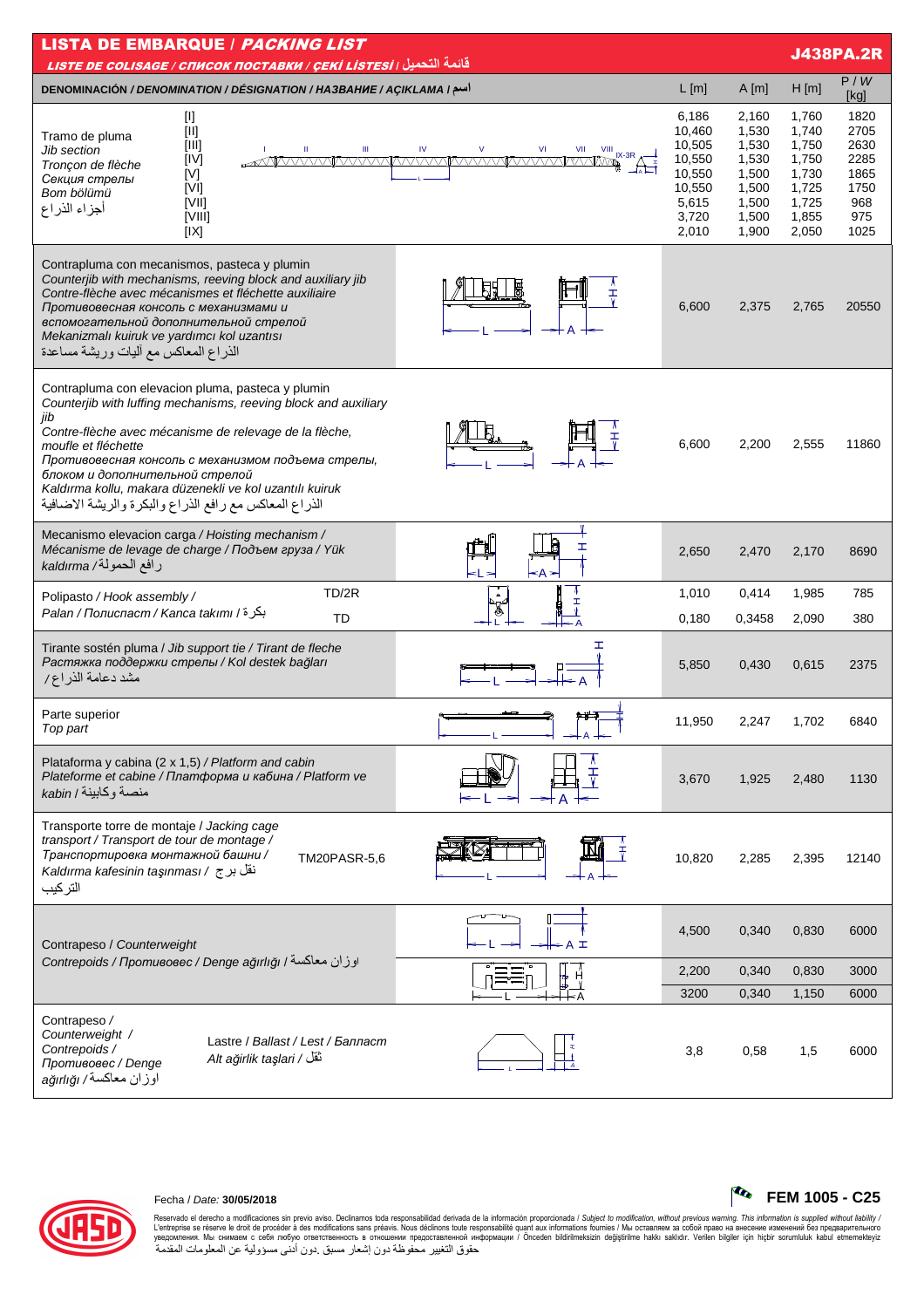# LISTA DE EMBARQUE / *PACKING LIST*

*LISTE DE COLISAGE / СПИСОК ПОСТАВКИ / ÇEKİ LİSTESİ* / قائمة التحميل

**J438PA.2R**

| DENOMINACIÓN / *DENOMINATION / DÉSIGNATION / НАЗВАНИЕ / AÇIKLAMA* / اسم | | L [m] | A [m] | H [m] | P / *W* [kg] |
|---|---|---|---|---|---|
| Tramo de pluma / *Jib section* / *Tronçon de flèche* / *Секция стрелы* / *Bom bölümü* / أجزاء الذراع | [I] | 6,186 | 2,160 | 1,760 | 1820 |
| | [II] | 10,460 | 1,530 | 1,740 | 2705 |
| | [III] | 10,505 | 1,530 | 1,750 | 2630 |
| | [IV] | 10,550 | 1,530 | 1,750 | 2285 |
| | [V] | 10,550 | 1,500 | 1,730 | 1865 |
| | [VI] | 10,550 | 1,500 | 1,725 | 1750 |
| | [VII] | 5,615 | 1,500 | 1,725 | 968 |
| | [VIII] | 3,720 | 1,500 | 1,855 | 975 |
| | [IX] | 2,010 | 1,900 | 2,050 | 1025 |
| Contrapluma con mecanismos, pasteca y plumin / *Counterjib with mechanisms, reeving block and auxiliary jib* / *Contre-flèche avec mécanismes et fléchette auxiliaire* / *Противовесная консоль с механизмами и вспомогательной дополнительной стрелой* / *Mekanizmalı kuiruk ve yardımcı kol uzantısı* / الذراع المعاكس مع آليات وريشة مساعدة | | 6,600 | 2,375 | 2,765 | 20550 |
| Contrapluma con elevacion pluma, pasteca y plumin / *Counterjib with luffing mechanisms, reeving block and auxiliary jib* / *Contre-flèche avec mécanisme de relevage de la flèche, moufle et fléchette* / *Противовесная консоль с механизмом подъема стрелы, блоком и дополнительной стрелой* / *Kaldırma kollu, makara düzenekli ve kol uzantılı kuiruk* / الذراع المعاكس مع رافع الذراع والبكرة والريشة الاضافية | | 6,600 | 2,200 | 2,555 | 11860 |
| Mecanismo elevacion carga / *Hoisting mechanism* / *Mécanisme de levage de charge* / *Подъем груза* / *Yük kaldırma* / رافع الحمولة | | 2,650 | 2,470 | 2,170 | 8690 |
| Polipasto / *Hook assembly* / *Palan* / *Полиспаст* / *Kanca takımı* / بكرة | TD/2R | 1,010 | 0,414 | 1,985 | 785 |
| | TD | 0,180 | 0,3458 | 2,090 | 380 |
| Tirante sostén pluma / *Jib support tie* / *Tirant de fleche* / *Растяжка поддержки стрелы* / *Kol destek bağları* / مشد دعامة الذراع | | 5,850 | 0,430 | 0,615 | 2375 |
| Parte superior / *Top part* | | 11,950 | 2,247 | 1,702 | 6840 |
| Plataforma y cabina (2 x 1,5) / *Platform and cabin* / *Plateforme et cabine* / *Платформа и кабина* / *Platform ve kabin* / منصة وكابينة | | 3,670 | 1,925 | 2,480 | 1130 |
| Transporte torre de montaje / *Jacking cage transport* / *Transport de tour de montage* / *Транспортировка монтажной башни* / *Kaldırma kafesinin taşınması* / نقل برج التركيب | TM20PASR-5,6 | 10,820 | 2,285 | 2,395 | 12140 |
| Contrapeso / *Counterweight* / *Contrepoids* / *Противовес* / *Denge ağırlığı* / اوزان معاكسة | | 4,500 | 0,340 | 0,830 | 6000 |
| | | 2,200 | 0,340 | 0,830 | 3000 |
| | | 3200 | 0,340 | 1,150 | 6000 |
| Contrapeso / *Counterweight* / *Contrepoids* / *Противовес* / *Denge ağırlığı* / اوزان معاكسة | Lastre / *Ballast* / *Lest* / *Балласт* / *Alt ağirlik taşlari* / ثقل | 3,8 | 0,58 | 1,5 | 6000 |

Fecha / *Date:* **30/05/2018**

**FEM 1005 - C25**

Reservado el derecho a modificaciones sin previo aviso. Declinamos toda responsabilidad derivada de la información proporcionada / *Subject to modification, without previous warning. This information is supplied without liability* / L'entreprise se réserve le droit de procéder à des modifications sans préavis. Nous déclinons toute responsabilité quant aux informations fournies / Мы оставляем за собой право на внесение изменений без предварительного уведомления. Мы снимаем с себя любую ответственность в отношении предоставленной информации / Önceden bildirilmeksizin değiştirilme hakkı saklıdır. Verilen bilgiler için hiçbir sorumluluk kabul etmemekteyiz

حقوق التغيير محفوظة دون إشعار مسبق .دون أدنى مسؤولية عن المعلومات المقدمة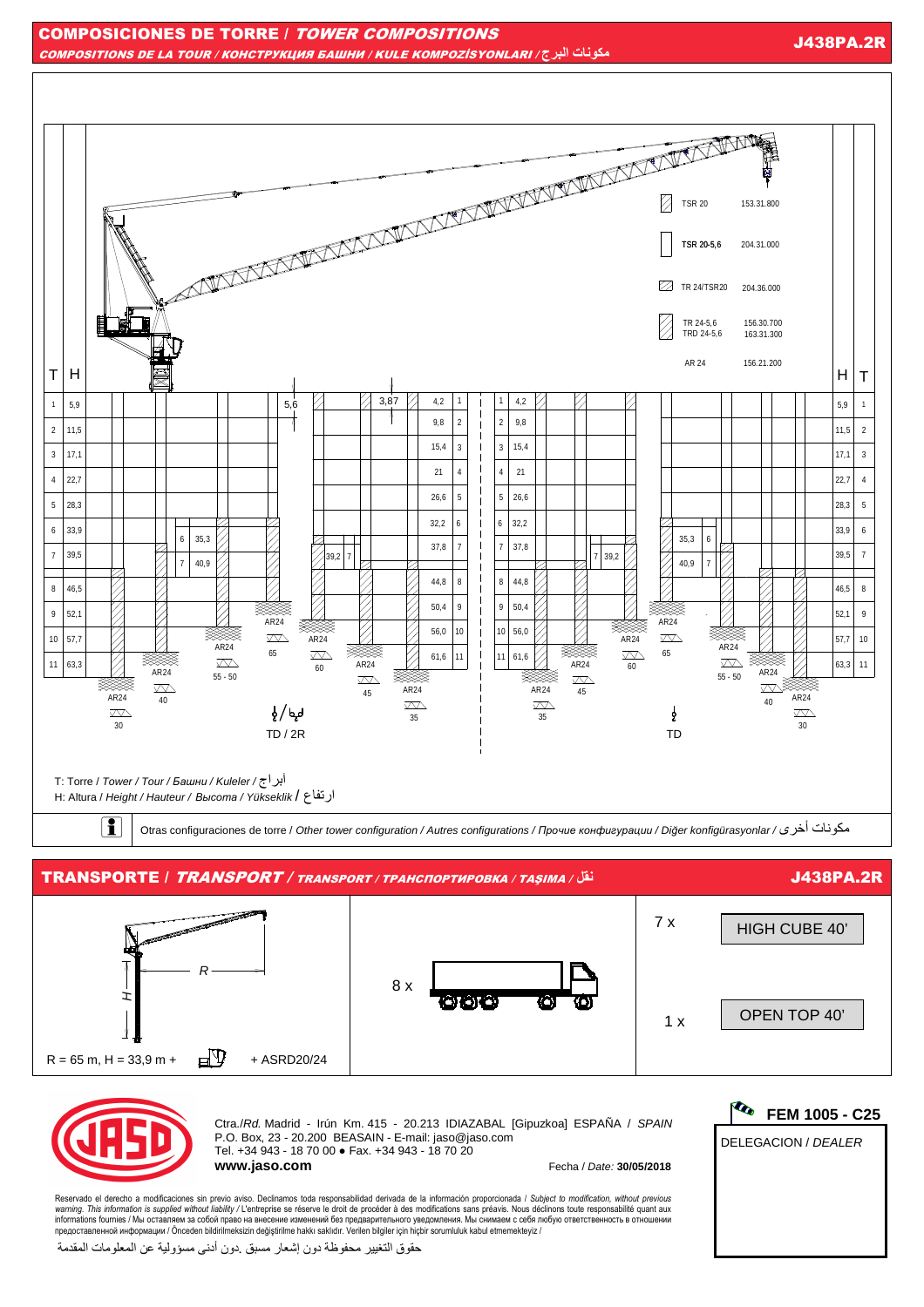# COMPOSICIONES DE TORRE / *TOWER COMPOSITIONS*

***COMPOSITIONS DE LA TOUR / КОНСТРУКЦИЯ БАШНИ / KULE KOMPOZİSYONLARI /*** مكونات البرج

**J438PA.2R**

TSR 20 153.31.800

TSR 20-5,6 204.31.000

TR 24/TSR20 204.36.000

TR 24-5,6 156.30.700
TRD 24-5,6 163.31.300

AR 24 156.21.200

| T | H |
|---|---|
| 1 | 5,9 |
| 2 | 11,5 |
| 3 | 17,1 |
| 4 | 22,7 |
| 5 | 28,3 |
| 6 | 33,9 |
| 7 | 39,5 |
| 8 | 46,5 |
| 9 | 52,1 |
| 10 | 57,7 |
| 11 | 63,3 |

5,6
3,87
4,2 1
9,8 2
15,4 3
21 4
26,6 5
32,2 6
37,8 7
44,8 8
50,4 9
56,0 10
61,6 11
6 35,3
7 40,9
39,2 7
AR24 30
AR24 40
AR24 55 - 50
AR24 65
AR24 60
AR24 45
AR24 35
TD / 2R
TD

T: Torre / *Tower / Tour / Башни / Kuleler /* أبراج
H: Altura / *Height / Hauteur / Высота / Yükseklik /* ارتفاع

Otras configuraciones de torre / *Other tower configuration / Autres configurations / Прочие конфигурации / Diğer konfigürasyonlar /* مكونات أخرى

# TRANSPORTE / *TRANSPORT / TRANSPORT / ТРАНСПОРТИРОВКА / TAŞIMA /* نقل

**J438PA.2R**

R
H

R = 65 m, H = 33,9 m + + ASRD20/24

8 x

7 x HIGH CUBE 40'

1 x OPEN TOP 40'

Ctra./*Rd.* Madrid - Irún Km. 415 - 20.213 IDIAZABAL [Gipuzkoa] ESPAÑA / *SPAIN*
P.O. Box, 23 - 20.200 BEASAIN - E-mail: jaso@jaso.com
Tel. +34 943 - 18 70 00 • Fax. +34 943 - 18 70 20
**www.jaso.com**

Fecha / *Date:* **30/05/2018**

**FEM 1005 - C25**

DELEGACION / *DEALER*

Reservado el derecho a modificaciones sin previo aviso. Declinamos toda responsabilidad derivada de la información proporcionada / *Subject to modification, without previous warning. This information is supplied without liability* / L'entreprise se réserve le droit de procéder à des modifications sans préavis. Nous déclinons toute responsabilité quant aux informations fournies / Мы оставляем за собой право на внесение изменений без предварительного уведомления. Мы снимаем с себя любую ответственность в отношении предоставленной информации / Önceden bildirilmeksizin değiştirilme hakkı saklıdır. Verilen bilgiler için hiçbir sorumluluk kabul etmemekteyiz /

حقوق التغيير محفوظة دون إشعار مسبق .دون أدنى مسؤولية عن المعلومات المقدمة